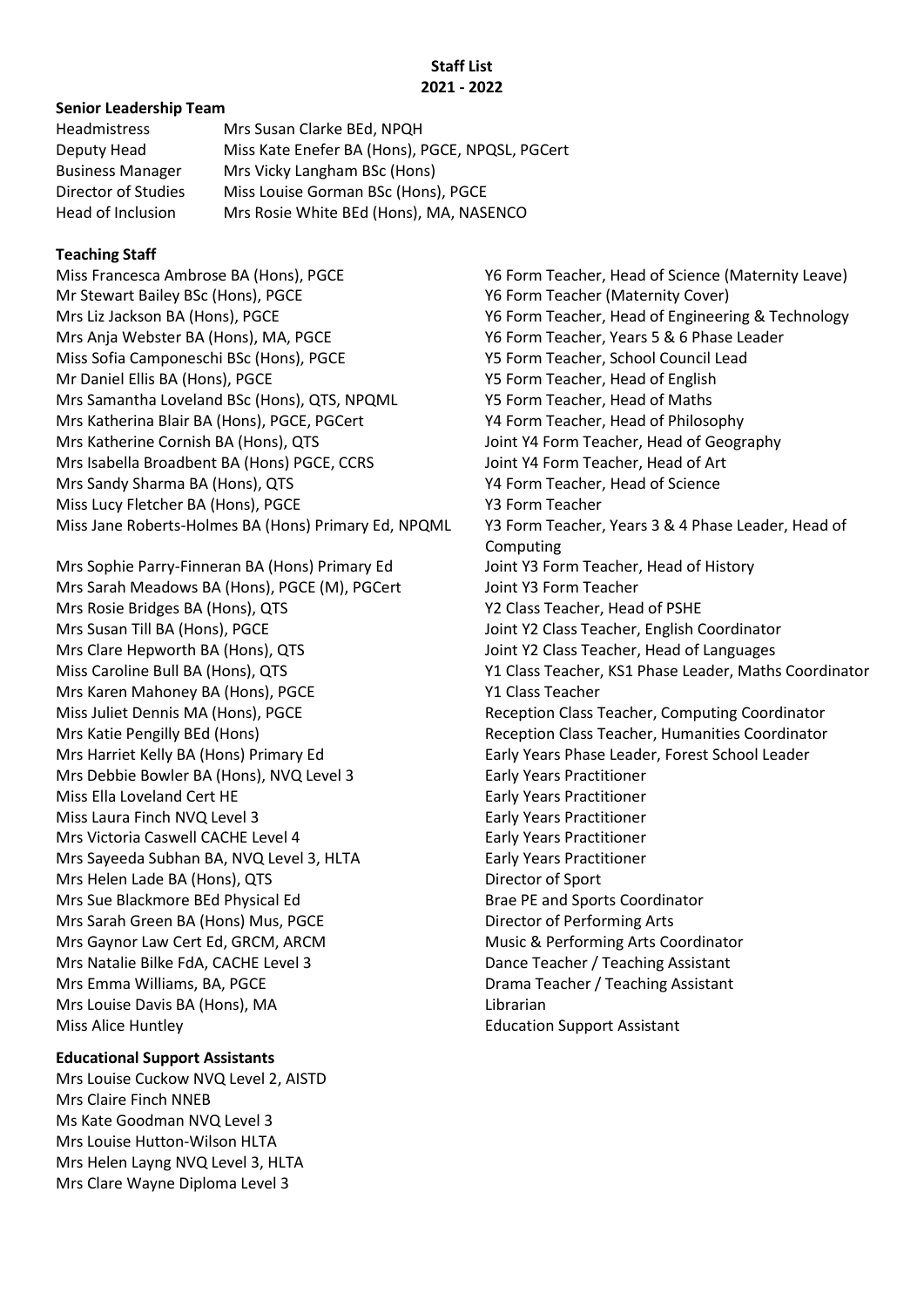# Staff List
## 2021 - 2022

### Senior Leadership Team

| Role | Name |
| --- | --- |
| Headmistress | Mrs Susan Clarke BEd, NPQH |
| Deputy Head | Miss Kate Enefer BA (Hons), PGCE, NPQSL, PGCert |
| Business Manager | Mrs Vicky Langham BSc (Hons) |
| Director of Studies | Miss Louise Gorman BSc (Hons), PGCE |
| Head of Inclusion | Mrs Rosie White BEd (Hons), MA, NASENCO |

### Teaching Staff

| Name | Role |
| --- | --- |
| Miss Francesca Ambrose BA (Hons), PGCE | Y6 Form Teacher, Head of Science (Maternity Leave) |
| Mr Stewart Bailey BSc (Hons), PGCE | Y6 Form Teacher (Maternity Cover) |
| Mrs Liz Jackson BA (Hons), PGCE | Y6 Form Teacher, Head of Engineering & Technology |
| Mrs Anja Webster BA (Hons), MA, PGCE | Y6 Form Teacher, Years 5 & 6 Phase Leader |
| Miss Sofia Camponeschi BSc (Hons), PGCE | Y5 Form Teacher, School Council Lead |
| Mr Daniel Ellis BA (Hons), PGCE | Y5 Form Teacher, Head of English |
| Mrs Samantha Loveland BSc (Hons), QTS, NPQML | Y5 Form Teacher, Head of Maths |
| Mrs Katherina Blair BA (Hons), PGCE, PGCert | Y4 Form Teacher, Head of Philosophy |
| Mrs Katherine Cornish BA (Hons), QTS | Joint Y4 Form Teacher, Head of Geography |
| Mrs Isabella Broadbent BA (Hons) PGCE, CCRS | Joint Y4 Form Teacher, Head of Art |
| Mrs Sandy Sharma BA (Hons), QTS | Y4 Form Teacher, Head of Science |
| Miss Lucy Fletcher BA (Hons), PGCE | Y3 Form Teacher |
| Miss Jane Roberts-Holmes BA (Hons) Primary Ed, NPQML | Y3 Form Teacher, Years 3 & 4 Phase Leader, Head of Computing |
| Mrs Sophie Parry-Finneran BA (Hons) Primary Ed | Joint Y3 Form Teacher, Head of History |
| Mrs Sarah Meadows BA (Hons), PGCE (M), PGCert | Joint Y3 Form Teacher |
| Mrs Rosie Bridges BA (Hons), QTS | Y2 Class Teacher, Head of PSHE |
| Mrs Susan Till BA (Hons), PGCE | Joint Y2 Class Teacher, English Coordinator |
| Mrs Clare Hepworth BA (Hons), QTS | Joint Y2 Class Teacher, Head of Languages |
| Miss Caroline Bull BA (Hons), QTS | Y1 Class Teacher, KS1 Phase Leader, Maths Coordinator |
| Mrs Karen Mahoney BA (Hons), PGCE | Y1 Class Teacher |
| Miss Juliet Dennis MA (Hons), PGCE | Reception Class Teacher, Computing Coordinator |
| Mrs Katie Pengilly BEd (Hons) | Reception Class Teacher, Humanities Coordinator |
| Mrs Harriet Kelly BA (Hons) Primary Ed | Early Years Phase Leader, Forest School Leader |
| Mrs Debbie Bowler BA (Hons), NVQ Level 3 | Early Years Practitioner |
| Miss Ella Loveland Cert HE | Early Years Practitioner |
| Miss Laura Finch NVQ Level 3 | Early Years Practitioner |
| Mrs Victoria Caswell CACHE Level 4 | Early Years Practitioner |
| Mrs Sayeeda Subhan BA, NVQ Level 3, HLTA | Early Years Practitioner |
| Mrs Helen Lade BA (Hons), QTS | Director of Sport |
| Mrs Sue Blackmore BEd Physical Ed | Brae PE and Sports Coordinator |
| Mrs Sarah Green BA (Hons) Mus, PGCE | Director of Performing Arts |
| Mrs Gaynor Law Cert Ed, GRCM, ARCM | Music & Performing Arts Coordinator |
| Mrs Natalie Bilke FdA, CACHE Level 3 | Dance Teacher / Teaching Assistant |
| Mrs Emma Williams, BA, PGCE | Drama Teacher / Teaching Assistant |
| Mrs Louise Davis BA (Hons), MA | Librarian |
| Miss Alice Huntley | Education Support Assistant |

### Educational Support Assistants

- Mrs Louise Cuckow NVQ Level 2, AISTD
- Mrs Claire Finch NNEB
- Ms Kate Goodman NVQ Level 3
- Mrs Louise Hutton-Wilson HLTA
- Mrs Helen Layng NVQ Level 3, HLTA
- Mrs Clare Wayne Diploma Level 3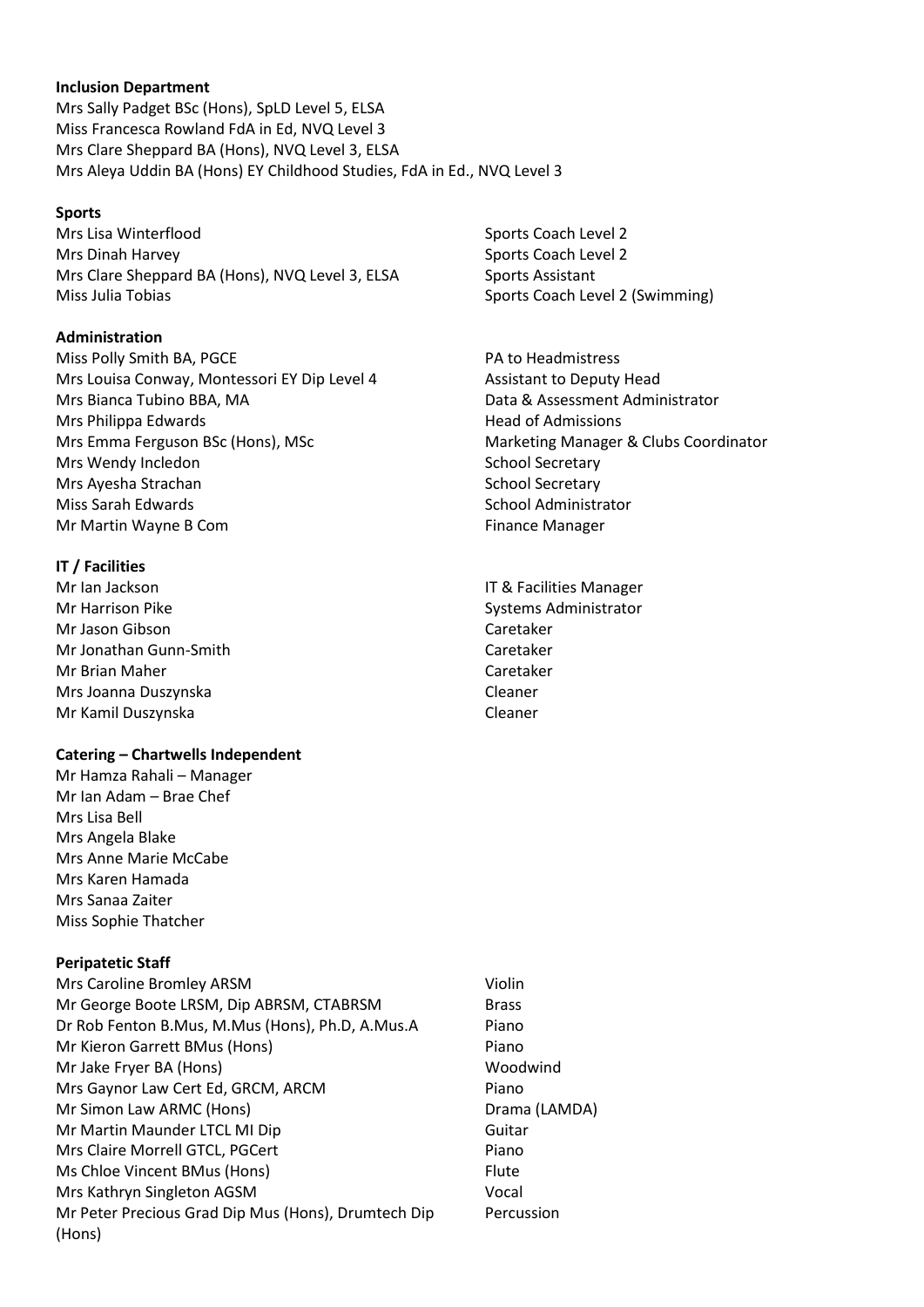**Inclusion Department**

Mrs Sally Padget BSc (Hons), SpLD Level 5, ELSA
Miss Francesca Rowland FdA in Ed, NVQ Level 3
Mrs Clare Sheppard BA (Hons), NVQ Level 3, ELSA
Mrs Aleya Uddin BA (Hons) EY Childhood Studies, FdA in Ed., NVQ Level 3

**Sports**

| | |
|---|---|
| Mrs Lisa Winterflood | Sports Coach Level 2 |
| Mrs Dinah Harvey | Sports Coach Level 2 |
| Mrs Clare Sheppard BA (Hons), NVQ Level 3, ELSA | Sports Assistant |
| Miss Julia Tobias | Sports Coach Level 2 (Swimming) |

**Administration**

| | |
|---|---|
| Miss Polly Smith BA, PGCE | PA to Headmistress |
| Mrs Louisa Conway, Montessori EY Dip Level 4 | Assistant to Deputy Head |
| Mrs Bianca Tubino BBA, MA | Data & Assessment Administrator |
| Mrs Philippa Edwards | Head of Admissions |
| Mrs Emma Ferguson BSc (Hons), MSc | Marketing Manager & Clubs Coordinator |
| Mrs Wendy Incledon | School Secretary |
| Mrs Ayesha Strachan | School Secretary |
| Miss Sarah Edwards | School Administrator |
| Mr Martin Wayne B Com | Finance Manager |

**IT / Facilities**

| | |
|---|---|
| Mr Ian Jackson | IT & Facilities Manager |
| Mr Harrison Pike | Systems Administrator |
| Mr Jason Gibson | Caretaker |
| Mr Jonathan Gunn-Smith | Caretaker |
| Mr Brian Maher | Caretaker |
| Mrs Joanna Duszynska | Cleaner |
| Mr Kamil Duszynska | Cleaner |

**Catering – Chartwells Independent**

Mr Hamza Rahali – Manager
Mr Ian Adam – Brae Chef
Mrs Lisa Bell
Mrs Angela Blake
Mrs Anne Marie McCabe
Mrs Karen Hamada
Mrs Sanaa Zaiter
Miss Sophie Thatcher

**Peripatetic Staff**

| | |
|---|---|
| Mrs Caroline Bromley ARSM | Violin |
| Mr George Boote LRSM, Dip ABRSM, CTABRSM | Brass |
| Dr Rob Fenton B.Mus, M.Mus (Hons), Ph.D, A.Mus.A | Piano |
| Mr Kieron Garrett BMus (Hons) | Piano |
| Mr Jake Fryer BA (Hons) | Woodwind |
| Mrs Gaynor Law Cert Ed, GRCM, ARCM | Piano |
| Mr Simon Law ARMC (Hons) | Drama (LAMDA) |
| Mr Martin Maunder LTCL MI Dip | Guitar |
| Mrs Claire Morrell GTCL, PGCert | Piano |
| Ms Chloe Vincent BMus (Hons) | Flute |
| Mrs Kathryn Singleton AGSM | Vocal |
| Mr Peter Precious Grad Dip Mus (Hons), Drumtech Dip (Hons) | Percussion |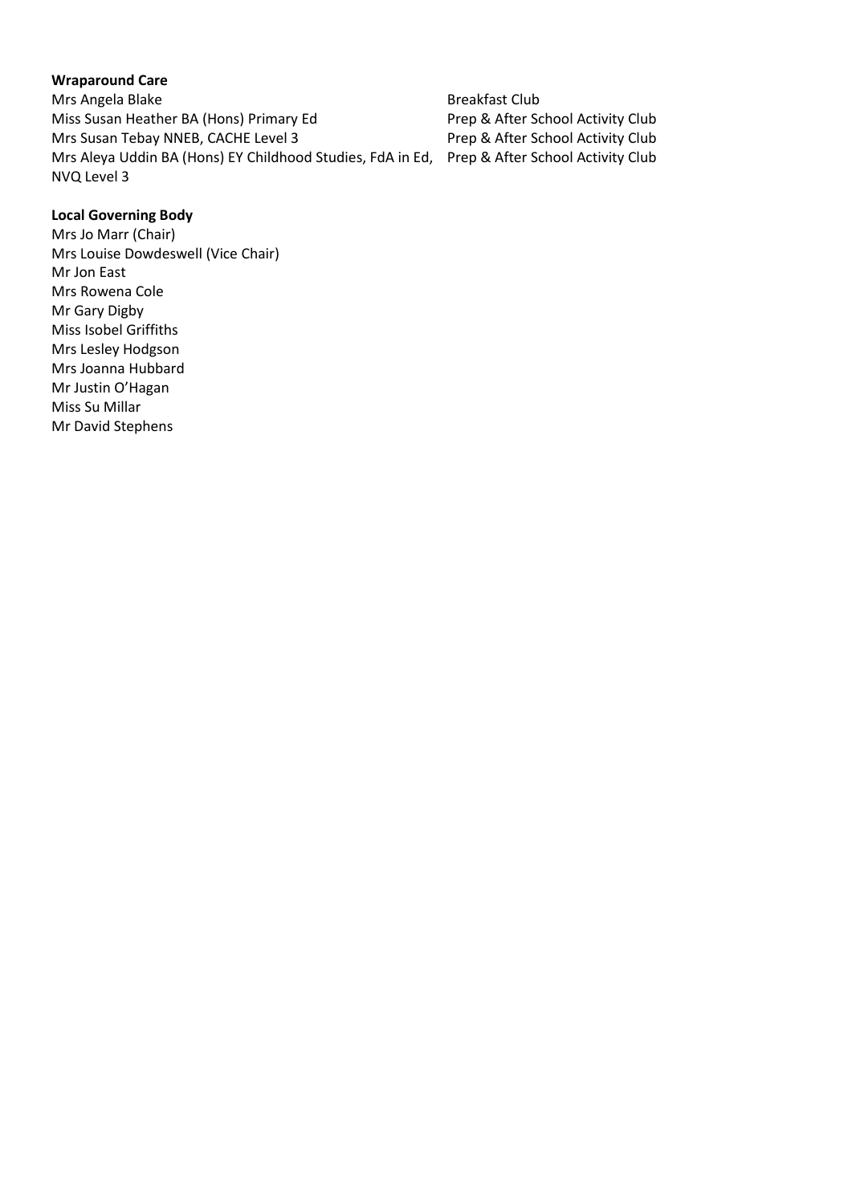**Wraparound Care**

| | |
|---|---|
| Mrs Angela Blake | Breakfast Club |
| Miss Susan Heather BA (Hons) Primary Ed | Prep & After School Activity Club |
| Mrs Susan Tebay NNEB, CACHE Level 3 | Prep & After School Activity Club |
| Mrs Aleya Uddin BA (Hons) EY Childhood Studies, FdA in Ed, NVQ Level 3 | Prep & After School Activity Club |

**Local Governing Body**

Mrs Jo Marr (Chair)
Mrs Louise Dowdeswell (Vice Chair)
Mr Jon East
Mrs Rowena Cole
Mr Gary Digby
Miss Isobel Griffiths
Mrs Lesley Hodgson
Mrs Joanna Hubbard
Mr Justin O'Hagan
Miss Su Millar
Mr David Stephens